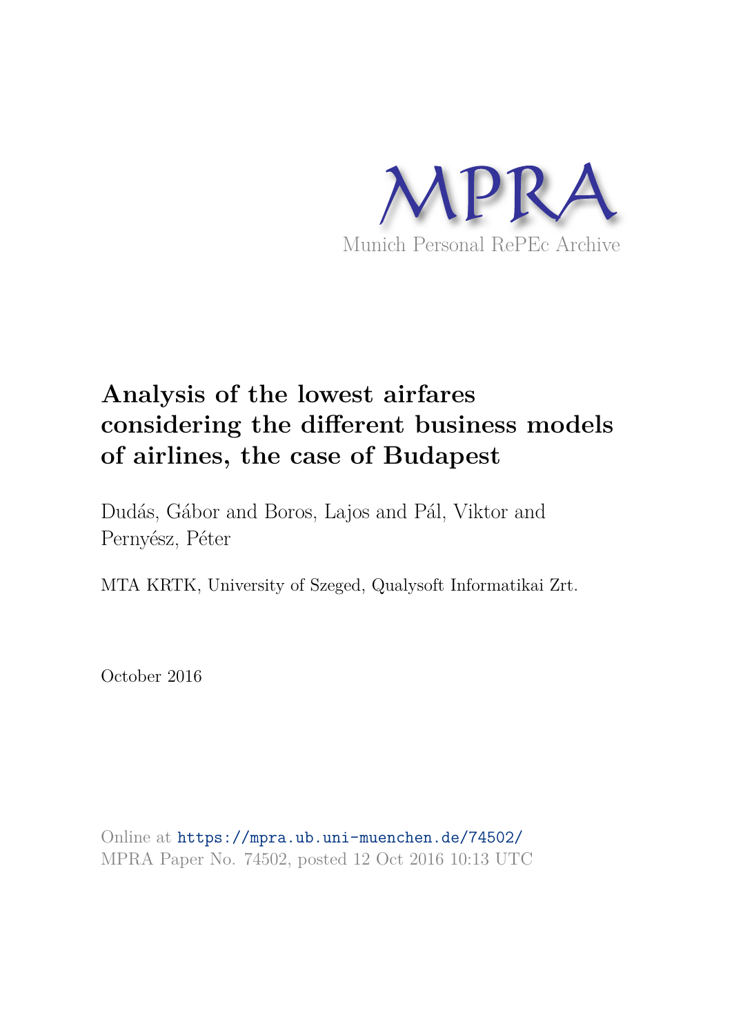MPRA

Munich Personal RePEc Archive

# Analysis of the lowest airfares considering the different business models of airlines, the case of Budapest

Dudás, Gábor and Boros, Lajos and Pál, Viktor and Pernyész, Péter

MTA KRTK, University of Szeged, Qualysoft Informatikai Zrt.

October 2016

Online at https://mpra.ub.uni-muenchen.de/74502/
MPRA Paper No. 74502, posted 12 Oct 2016 10:13 UTC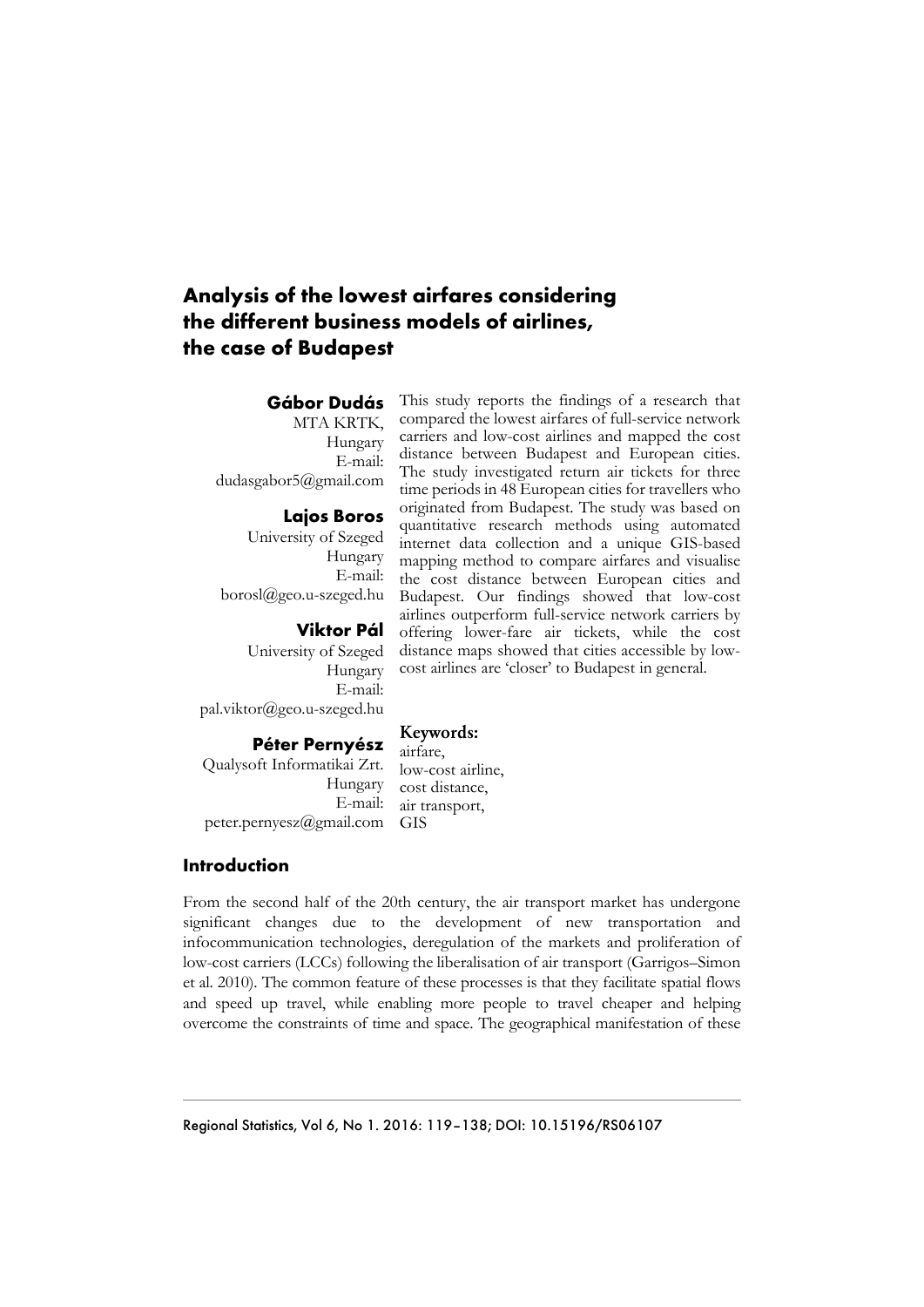# Analysis of the lowest airfares considering the different business models of airlines, the case of Budapest

**Gábor Dudás**
MTA KRTK,
Hungary
E-mail:
dudasgabor5@gmail.com

**Lajos Boros**
University of Szeged
Hungary
E-mail:
borosl@geo.u-szeged.hu

**Viktor Pál**
University of Szeged
Hungary
E-mail:
pal.viktor@geo.u-szeged.hu

**Péter Pernyész**
Qualysoft Informatikai Zrt.
Hungary
E-mail:
peter.pernyesz@gmail.com

This study reports the findings of a research that compared the lowest airfares of full-service network carriers and low-cost airlines and mapped the cost distance between Budapest and European cities. The study investigated return air tickets for three time periods in 48 European cities for travellers who originated from Budapest. The study was based on quantitative research methods using automated internet data collection and a unique GIS-based mapping method to compare airfares and visualise the cost distance between European cities and Budapest. Our findings showed that low-cost airlines outperform full-service network carriers by offering lower-fare air tickets, while the cost distance maps showed that cities accessible by low-cost airlines are 'closer' to Budapest in general.

**Keywords:**
airfare,
low-cost airline,
cost distance,
air transport,
GIS

## Introduction

From the second half of the 20th century, the air transport market has undergone significant changes due to the development of new transportation and infocommunication technologies, deregulation of the markets and proliferation of low-cost carriers (LCCs) following the liberalisation of air transport (Garrigos–Simon et al. 2010). The common feature of these processes is that they facilitate spatial flows and speed up travel, while enabling more people to travel cheaper and helping overcome the constraints of time and space. The geographical manifestation of these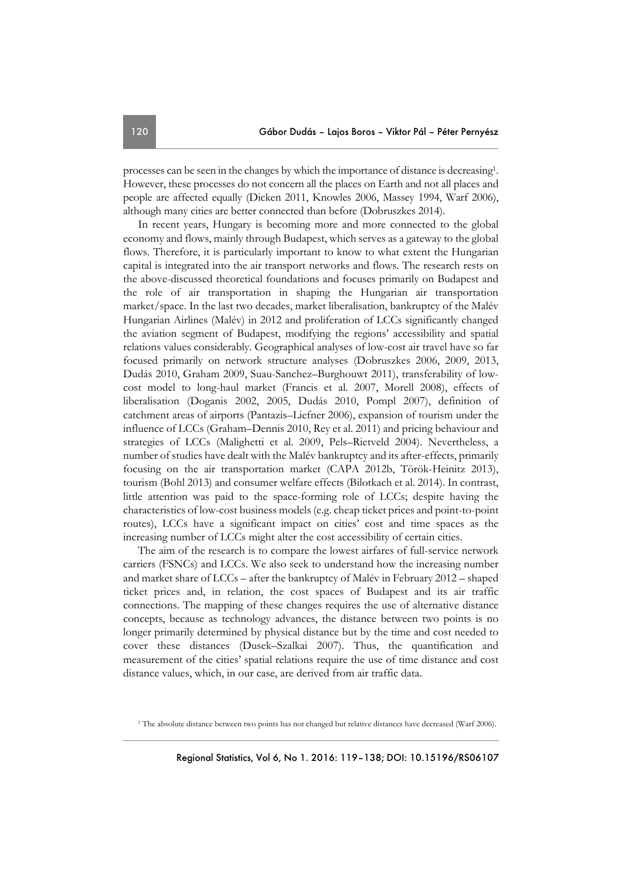processes can be seen in the changes by which the importance of distance is decreasing[1]. However, these processes do not concern all the places on Earth and not all places and people are affected equally (Dicken 2011, Knowles 2006, Massey 1994, Warf 2006), although many cities are better connected than before (Dobruszkes 2014).

In recent years, Hungary is becoming more and more connected to the global economy and flows, mainly through Budapest, which serves as a gateway to the global flows. Therefore, it is particularly important to know to what extent the Hungarian capital is integrated into the air transport networks and flows. The research rests on the above-discussed theoretical foundations and focuses primarily on Budapest and the role of air transportation in shaping the Hungarian air transportation market/space. In the last two decades, market liberalisation, bankruptcy of the Malév Hungarian Airlines (Malév) in 2012 and proliferation of LCCs significantly changed the aviation segment of Budapest, modifying the regions' accessibility and spatial relations values considerably. Geographical analyses of low-cost air travel have so far focused primarily on network structure analyses (Dobruszkes 2006, 2009, 2013, Dudás 2010, Graham 2009, Suau-Sanchez–Burghouwt 2011), transferability of low-cost model to long-haul market (Francis et al. 2007, Morell 2008), effects of liberalisation (Doganis 2002, 2005, Dudás 2010, Pompl 2007), definition of catchment areas of airports (Pantazis–Liefner 2006), expansion of tourism under the influence of LCCs (Graham–Dennis 2010, Rey et al. 2011) and pricing behaviour and strategies of LCCs (Malighetti et al. 2009, Pels–Rietveld 2004). Nevertheless, a number of studies have dealt with the Malév bankruptcy and its after-effects, primarily focusing on the air transportation market (CAPA 2012b, Török-Heinitz 2013), tourism (Bohl 2013) and consumer welfare effects (Bilotkach et al. 2014). In contrast, little attention was paid to the space-forming role of LCCs; despite having the characteristics of low-cost business models (e.g. cheap ticket prices and point-to-point routes), LCCs have a significant impact on cities' cost and time spaces as the increasing number of LCCs might alter the cost accessibility of certain cities.

The aim of the research is to compare the lowest airfares of full-service network carriers (FSNCs) and LCCs. We also seek to understand how the increasing number and market share of LCCs – after the bankruptcy of Malév in February 2012 – shaped ticket prices and, in relation, the cost spaces of Budapest and its air traffic connections. The mapping of these changes requires the use of alternative distance concepts, because as technology advances, the distance between two points is no longer primarily determined by physical distance but by the time and cost needed to cover these distances (Dusek–Szalkai 2007). Thus, the quantification and measurement of the cities' spatial relations require the use of time distance and cost distance values, which, in our case, are derived from air traffic data.

[1] The absolute distance between two points has not changed but relative distances have decreased (Warf 2006).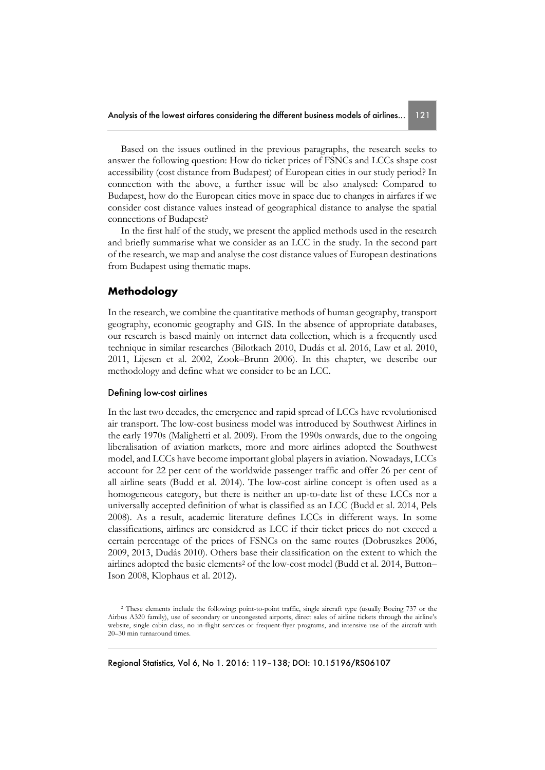Based on the issues outlined in the previous paragraphs, the research seeks to answer the following question: How do ticket prices of FSNCs and LCCs shape cost accessibility (cost distance from Budapest) of European cities in our study period? In connection with the above, a further issue will be also analysed: Compared to Budapest, how do the European cities move in space due to changes in airfares if we consider cost distance values instead of geographical distance to analyse the spatial connections of Budapest?

In the first half of the study, we present the applied methods used in the research and briefly summarise what we consider as an LCC in the study. In the second part of the research, we map and analyse the cost distance values of European destinations from Budapest using thematic maps.

## Methodology

In the research, we combine the quantitative methods of human geography, transport geography, economic geography and GIS. In the absence of appropriate databases, our research is based mainly on internet data collection, which is a frequently used technique in similar researches (Bilotkach 2010, Dudás et al. 2016, Law et al. 2010, 2011, Lijesen et al. 2002, Zook–Brunn 2006). In this chapter, we describe our methodology and define what we consider to be an LCC.

### Defining low-cost airlines

In the last two decades, the emergence and rapid spread of LCCs have revolutionised air transport. The low-cost business model was introduced by Southwest Airlines in the early 1970s (Malighetti et al. 2009). From the 1990s onwards, due to the ongoing liberalisation of aviation markets, more and more airlines adopted the Southwest model, and LCCs have become important global players in aviation. Nowadays, LCCs account for 22 per cent of the worldwide passenger traffic and offer 26 per cent of all airline seats (Budd et al. 2014). The low-cost airline concept is often used as a homogeneous category, but there is neither an up-to-date list of these LCCs nor a universally accepted definition of what is classified as an LCC (Budd et al. 2014, Pels 2008). As a result, academic literature defines LCCs in different ways. In some classifications, airlines are considered as LCC if their ticket prices do not exceed a certain percentage of the prices of FSNCs on the same routes (Dobruszkes 2006, 2009, 2013, Dudás 2010). Others base their classification on the extent to which the airlines adopted the basic elements[2] of the low-cost model (Budd et al. 2014, Button–Ison 2008, Klophaus et al. 2012).

[2] These elements include the following: point-to-point traffic, single aircraft type (usually Boeing 737 or the Airbus A320 family), use of secondary or uncongested airports, direct sales of airline tickets through the airline's website, single cabin class, no in-flight services or frequent-flyer programs, and intensive use of the aircraft with 20–30 min turnaround times.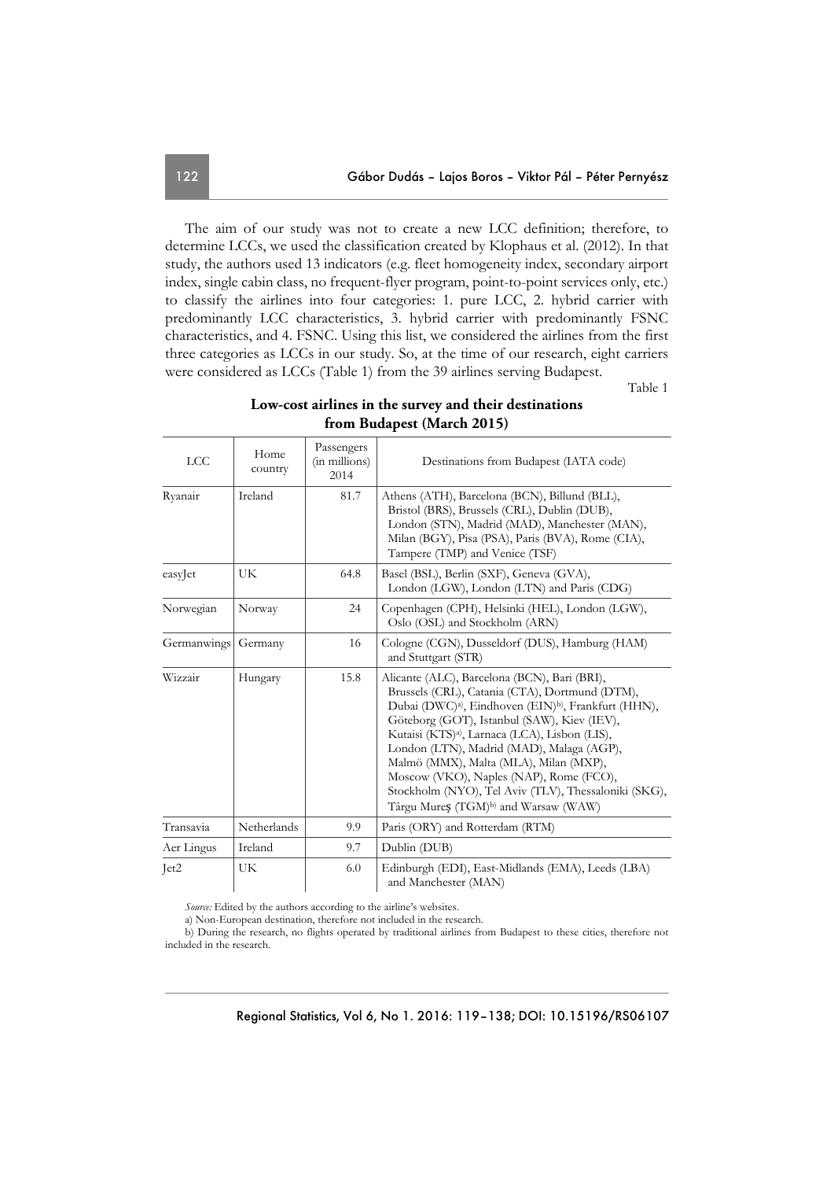The aim of our study was not to create a new LCC definition; therefore, to determine LCCs, we used the classification created by Klophaus et al. (2012). In that study, the authors used 13 indicators (e.g. fleet homogeneity index, secondary airport index, single cabin class, no frequent-flyer program, point-to-point services only, etc.) to classify the airlines into four categories: 1. pure LCC, 2. hybrid carrier with predominantly LCC characteristics, 3. hybrid carrier with predominantly FSNC characteristics, and 4. FSNC. Using this list, we considered the airlines from the first three categories as LCCs in our study. So, at the time of our research, eight carriers were considered as LCCs (Table 1) from the 39 airlines serving Budapest.

Table 1

**Low-cost airlines in the survey and their destinations from Budapest (March 2015)**

| LCC | Home country | Passengers (in millions) 2014 | Destinations from Budapest (IATA code) |
|---|---|---|---|
| Ryanair | Ireland | 81.7 | Athens (ATH), Barcelona (BCN), Billund (BLL), Bristol (BRS), Brussels (CRL), Dublin (DUB), London (STN), Madrid (MAD), Manchester (MAN), Milan (BGY), Pisa (PSA), Paris (BVA), Rome (CIA), Tampere (TMP) and Venice (TSF) |
| easyJet | UK | 64.8 | Basel (BSL), Berlin (SXF), Geneva (GVA), London (LGW), London (LTN) and Paris (CDG) |
| Norwegian | Norway | 24 | Copenhagen (CPH), Helsinki (HEL), London (LGW), Oslo (OSL) and Stockholm (ARN) |
| Germanwings | Germany | 16 | Cologne (CGN), Dusseldorf (DUS), Hamburg (HAM) and Stuttgart (STR) |
| Wizzair | Hungary | 15.8 | Alicante (ALC), Barcelona (BCN), Bari (BRI), Brussels (CRL), Catania (CTA), Dortmund (DTM), Dubai (DWC)[a], Eindhoven (EIN)[b], Frankfurt (HHN), Göteborg (GOT), Istanbul (SAW), Kiev (IEV), Kutaisi (KTS)[a], Larnaca (LCA), Lisbon (LIS), London (LTN), Madrid (MAD), Malaga (AGP), Malmö (MMX), Malta (MLA), Milan (MXP), Moscow (VKO), Naples (NAP), Rome (FCO), Stockholm (NYO), Tel Aviv (TLV), Thessaloniki (SKG), Târgu Mureş (TGM)[b] and Warsaw (WAW) |
| Transavia | Netherlands | 9.9 | Paris (ORY) and Rotterdam (RTM) |
| Aer Lingus | Ireland | 9.7 | Dublin (DUB) |
| Jet2 | UK | 6.0 | Edinburgh (EDI), East-Midlands (EMA), Leeds (LBA) and Manchester (MAN) |

*Source:* Edited by the authors according to the airline's websites.

a) Non-European destination, therefore not included in the research.

b) During the research, no flights operated by traditional airlines from Budapest to these cities, therefore not included in the research.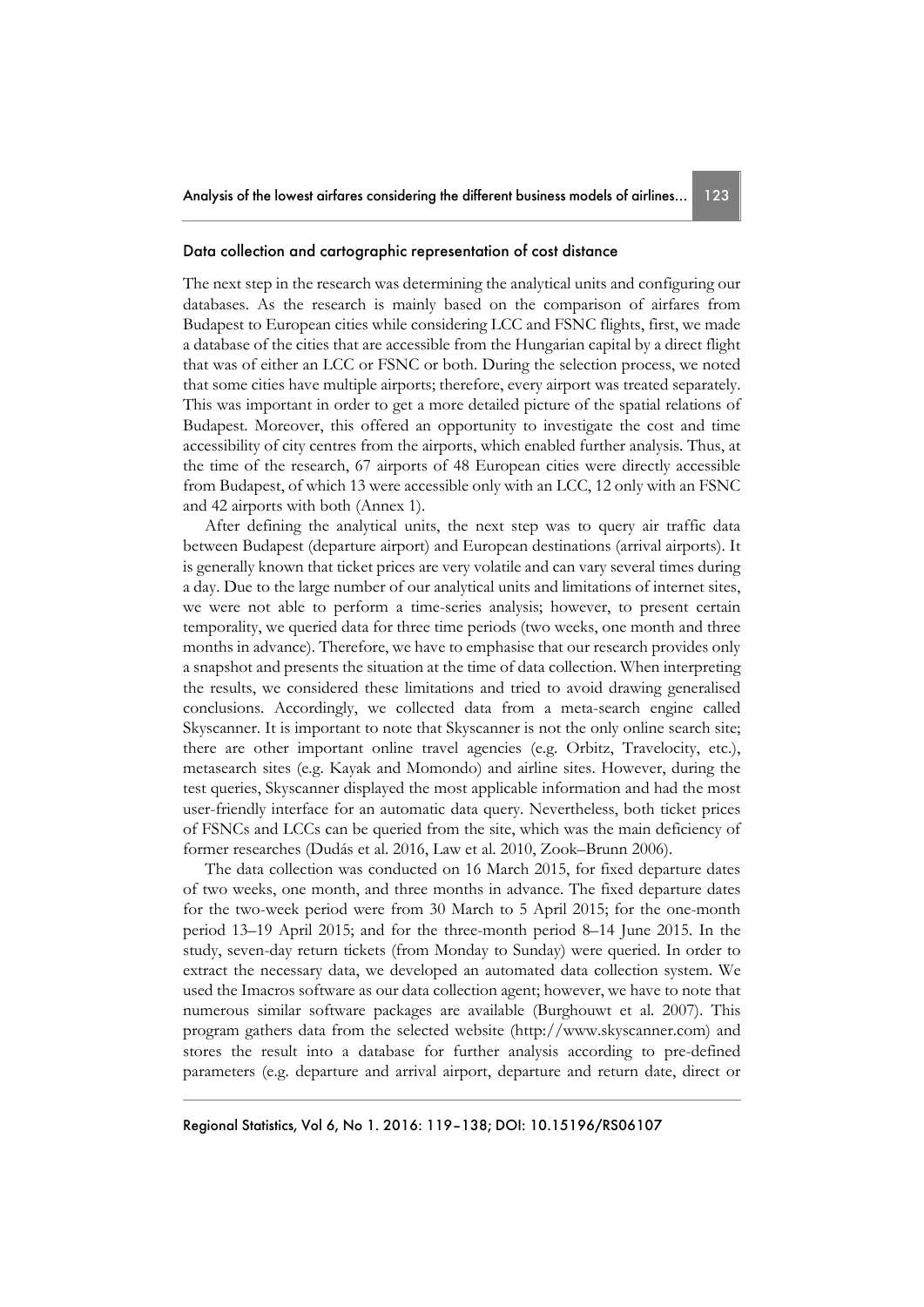## Data collection and cartographic representation of cost distance

The next step in the research was determining the analytical units and configuring our databases. As the research is mainly based on the comparison of airfares from Budapest to European cities while considering LCC and FSNC flights, first, we made a database of the cities that are accessible from the Hungarian capital by a direct flight that was of either an LCC or FSNC or both. During the selection process, we noted that some cities have multiple airports; therefore, every airport was treated separately. This was important in order to get a more detailed picture of the spatial relations of Budapest. Moreover, this offered an opportunity to investigate the cost and time accessibility of city centres from the airports, which enabled further analysis. Thus, at the time of the research, 67 airports of 48 European cities were directly accessible from Budapest, of which 13 were accessible only with an LCC, 12 only with an FSNC and 42 airports with both (Annex 1).

After defining the analytical units, the next step was to query air traffic data between Budapest (departure airport) and European destinations (arrival airports). It is generally known that ticket prices are very volatile and can vary several times during a day. Due to the large number of our analytical units and limitations of internet sites, we were not able to perform a time-series analysis; however, to present certain temporality, we queried data for three time periods (two weeks, one month and three months in advance). Therefore, we have to emphasise that our research provides only a snapshot and presents the situation at the time of data collection. When interpreting the results, we considered these limitations and tried to avoid drawing generalised conclusions. Accordingly, we collected data from a meta-search engine called Skyscanner. It is important to note that Skyscanner is not the only online search site; there are other important online travel agencies (e.g. Orbitz, Travelocity, etc.), metasearch sites (e.g. Kayak and Momondo) and airline sites. However, during the test queries, Skyscanner displayed the most applicable information and had the most user-friendly interface for an automatic data query. Nevertheless, both ticket prices of FSNCs and LCCs can be queried from the site, which was the main deficiency of former researches (Dudás et al. 2016, Law et al. 2010, Zook–Brunn 2006).

The data collection was conducted on 16 March 2015, for fixed departure dates of two weeks, one month, and three months in advance. The fixed departure dates for the two-week period were from 30 March to 5 April 2015; for the one-month period 13–19 April 2015; and for the three-month period 8–14 June 2015. In the study, seven-day return tickets (from Monday to Sunday) were queried. In order to extract the necessary data, we developed an automated data collection system. We used the Imacros software as our data collection agent; however, we have to note that numerous similar software packages are available (Burghouwt et al. 2007). This program gathers data from the selected website (http://www.skyscanner.com) and stores the result into a database for further analysis according to pre-defined parameters (e.g. departure and arrival airport, departure and return date, direct or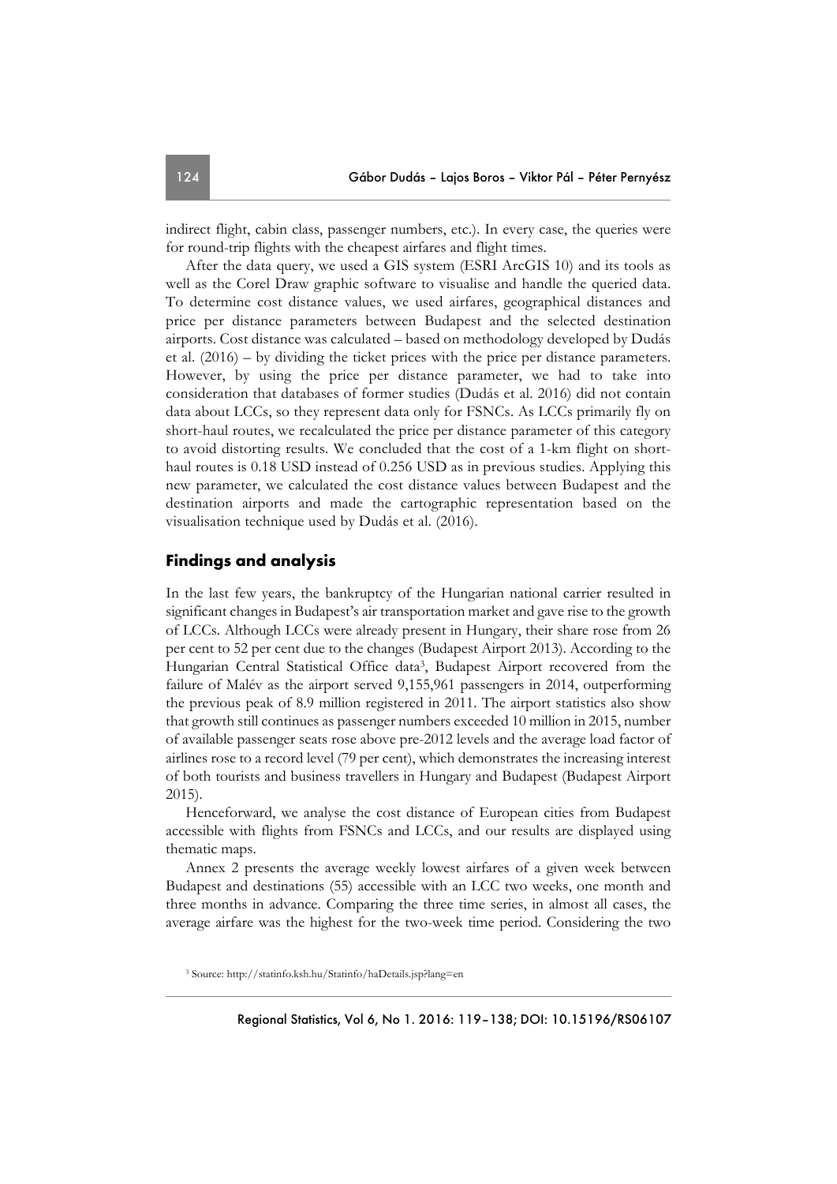indirect flight, cabin class, passenger numbers, etc.). In every case, the queries were for round-trip flights with the cheapest airfares and flight times.

After the data query, we used a GIS system (ESRI ArcGIS 10) and its tools as well as the Corel Draw graphic software to visualise and handle the queried data. To determine cost distance values, we used airfares, geographical distances and price per distance parameters between Budapest and the selected destination airports. Cost distance was calculated – based on methodology developed by Dudás et al. (2016) – by dividing the ticket prices with the price per distance parameters. However, by using the price per distance parameter, we had to take into consideration that databases of former studies (Dudás et al. 2016) did not contain data about LCCs, so they represent data only for FSNCs. As LCCs primarily fly on short-haul routes, we recalculated the price per distance parameter of this category to avoid distorting results. We concluded that the cost of a 1-km flight on short-haul routes is 0.18 USD instead of 0.256 USD as in previous studies. Applying this new parameter, we calculated the cost distance values between Budapest and the destination airports and made the cartographic representation based on the visualisation technique used by Dudás et al. (2016).

## Findings and analysis

In the last few years, the bankruptcy of the Hungarian national carrier resulted in significant changes in Budapest's air transportation market and gave rise to the growth of LCCs. Although LCCs were already present in Hungary, their share rose from 26 per cent to 52 per cent due to the changes (Budapest Airport 2013). According to the Hungarian Central Statistical Office data[3], Budapest Airport recovered from the failure of Malév as the airport served 9,155,961 passengers in 2014, outperforming the previous peak of 8.9 million registered in 2011. The airport statistics also show that growth still continues as passenger numbers exceeded 10 million in 2015, number of available passenger seats rose above pre-2012 levels and the average load factor of airlines rose to a record level (79 per cent), which demonstrates the increasing interest of both tourists and business travellers in Hungary and Budapest (Budapest Airport 2015).

Henceforward, we analyse the cost distance of European cities from Budapest accessible with flights from FSNCs and LCCs, and our results are displayed using thematic maps.

Annex 2 presents the average weekly lowest airfares of a given week between Budapest and destinations (55) accessible with an LCC two weeks, one month and three months in advance. Comparing the three time series, in almost all cases, the average airfare was the highest for the two-week time period. Considering the two

[3] Source: http://statinfo.ksh.hu/Statinfo/haDetails.jsp?lang=en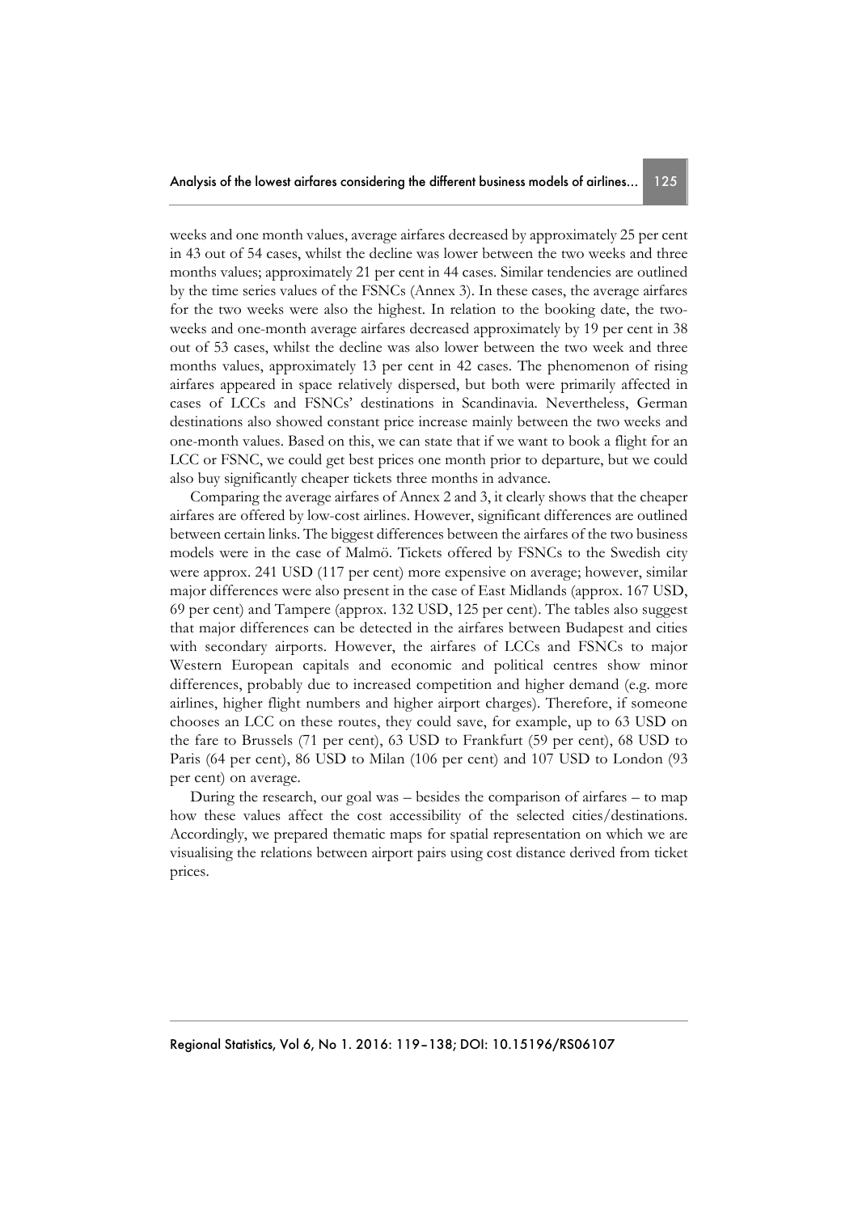weeks and one month values, average airfares decreased by approximately 25 per cent in 43 out of 54 cases, whilst the decline was lower between the two weeks and three months values; approximately 21 per cent in 44 cases. Similar tendencies are outlined by the time series values of the FSNCs (Annex 3). In these cases, the average airfares for the two weeks were also the highest. In relation to the booking date, the two-weeks and one-month average airfares decreased approximately by 19 per cent in 38 out of 53 cases, whilst the decline was also lower between the two week and three months values, approximately 13 per cent in 42 cases. The phenomenon of rising airfares appeared in space relatively dispersed, but both were primarily affected in cases of LCCs and FSNCs' destinations in Scandinavia. Nevertheless, German destinations also showed constant price increase mainly between the two weeks and one-month values. Based on this, we can state that if we want to book a flight for an LCC or FSNC, we could get best prices one month prior to departure, but we could also buy significantly cheaper tickets three months in advance.

Comparing the average airfares of Annex 2 and 3, it clearly shows that the cheaper airfares are offered by low-cost airlines. However, significant differences are outlined between certain links. The biggest differences between the airfares of the two business models were in the case of Malmö. Tickets offered by FSNCs to the Swedish city were approx. 241 USD (117 per cent) more expensive on average; however, similar major differences were also present in the case of East Midlands (approx. 167 USD, 69 per cent) and Tampere (approx. 132 USD, 125 per cent). The tables also suggest that major differences can be detected in the airfares between Budapest and cities with secondary airports. However, the airfares of LCCs and FSNCs to major Western European capitals and economic and political centres show minor differences, probably due to increased competition and higher demand (e.g. more airlines, higher flight numbers and higher airport charges). Therefore, if someone chooses an LCC on these routes, they could save, for example, up to 63 USD on the fare to Brussels (71 per cent), 63 USD to Frankfurt (59 per cent), 68 USD to Paris (64 per cent), 86 USD to Milan (106 per cent) and 107 USD to London (93 per cent) on average.

During the research, our goal was – besides the comparison of airfares – to map how these values affect the cost accessibility of the selected cities/destinations. Accordingly, we prepared thematic maps for spatial representation on which we are visualising the relations between airport pairs using cost distance derived from ticket prices.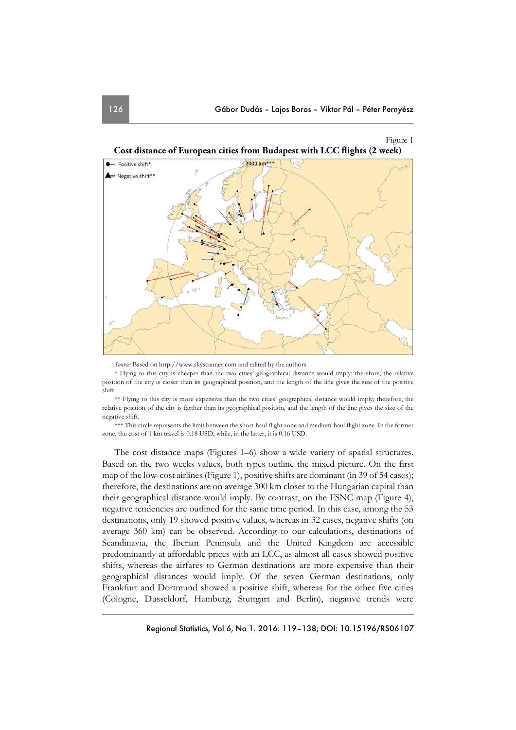Figure 1

**Cost distance of European cities from Budapest with LCC flights (2 week)**

*Source:* Based on http://www.skyscanner.com and edited by the authors

\* Flying to this city is cheaper than the two cities' geographical distance would imply; therefore, the relative position of the city is closer than its geographical position, and the length of the line gives the size of the positive shift.

\*\* Flying to this city is more expensive than the two cities' geographical distance would imply; therefore, the relative position of the city is farther than its geographical position, and the length of the line gives the size of the negative shift.

\*\*\* This circle represents the limit between the short-haul flight zone and medium-haul flight zone. In the former zone, the cost of 1 km travel is 0.18 USD, while, in the latter, it is 0.16 USD.

The cost distance maps (Figures 1–6) show a wide variety of spatial structures. Based on the two weeks values, both types outline the mixed picture. On the first map of the low-cost airlines (Figure 1), positive shifts are dominant (in 39 of 54 cases); therefore, the destinations are on average 300 km closer to the Hungarian capital than their geographical distance would imply. By contrast, on the FSNC map (Figure 4), negative tendencies are outlined for the same time period. In this case, among the 53 destinations, only 19 showed positive values, whereas in 32 cases, negative shifts (on average 360 km) can be observed. According to our calculations, destinations of Scandinavia, the Iberian Peninsula and the United Kingdom are accessible predominantly at affordable prices with an LCC, as almost all cases showed positive shifts, whereas the airfares to German destinations are more expensive than their geographical distances would imply. Of the seven German destinations, only Frankfurt and Dortmund showed a positive shift, whereas for the other five cities (Cologne, Dusseldorf, Hamburg, Stuttgart and Berlin), negative trends were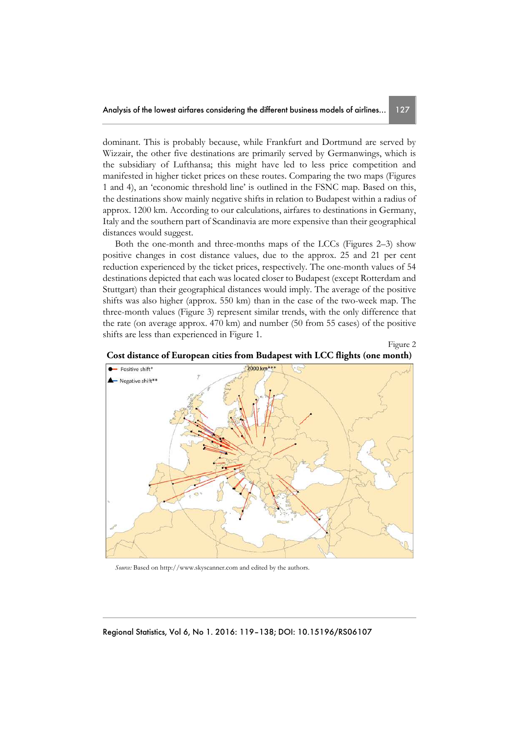dominant. This is probably because, while Frankfurt and Dortmund are served by Wizzair, the other five destinations are primarily served by Germanwings, which is the subsidiary of Lufthansa; this might have led to less price competition and manifested in higher ticket prices on these routes. Comparing the two maps (Figures 1 and 4), an 'economic threshold line' is outlined in the FSNC map. Based on this, the destinations show mainly negative shifts in relation to Budapest within a radius of approx. 1200 km. According to our calculations, airfares to destinations in Germany, Italy and the southern part of Scandinavia are more expensive than their geographical distances would suggest.

Both the one-month and three-months maps of the LCCs (Figures 2–3) show positive changes in cost distance values, due to the approx. 25 and 21 per cent reduction experienced by the ticket prices, respectively. The one-month values of 54 destinations depicted that each was located closer to Budapest (except Rotterdam and Stuttgart) than their geographical distances would imply. The average of the positive shifts was also higher (approx. 550 km) than in the case of the two-week map. The three-month values (Figure 3) represent similar trends, with the only difference that the rate (on average approx. 470 km) and number (50 from 55 cases) of the positive shifts are less than experienced in Figure 1.

Figure 2

**Cost distance of European cities from Budapest with LCC flights (one month)**

*Source:* Based on http://www.skyscanner.com and edited by the authors.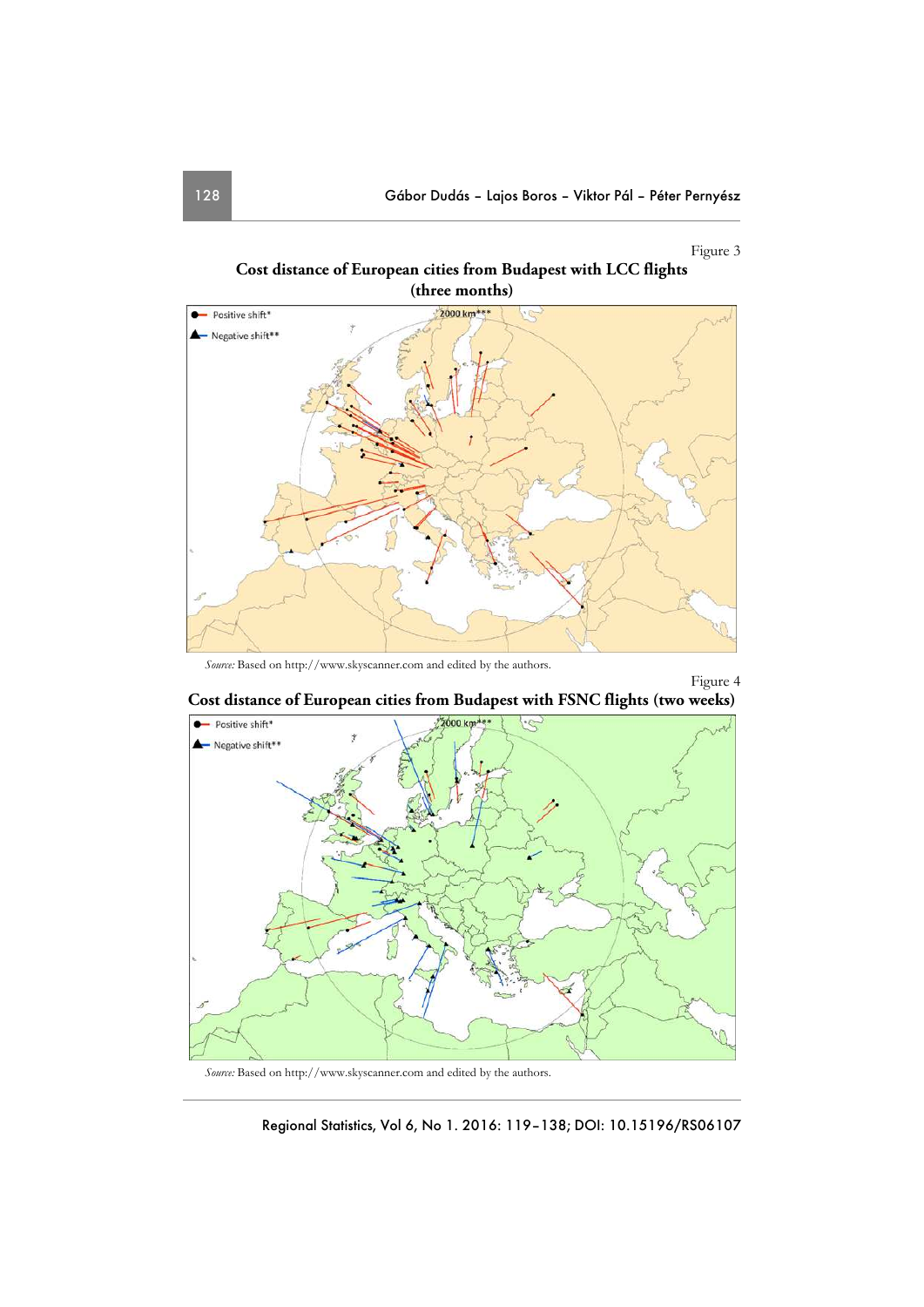Figure 3

**Cost distance of European cities from Budapest with LCC flights (three months)**

*Source:* Based on http://www.skyscanner.com and edited by the authors.

Figure 4

**Cost distance of European cities from Budapest with FSNC flights (two weeks)**

*Source:* Based on http://www.skyscanner.com and edited by the authors.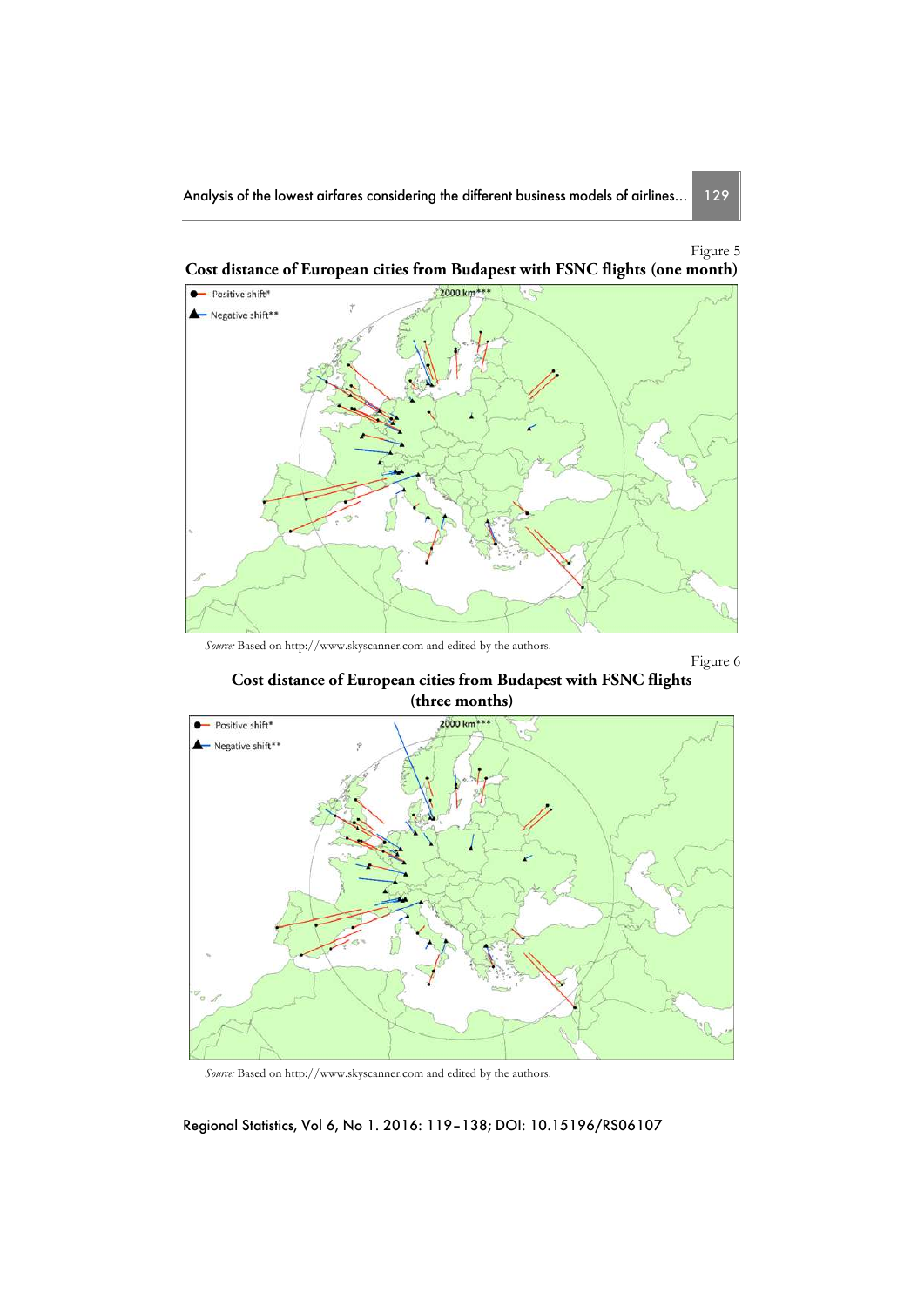Figure 5

**Cost distance of European cities from Budapest with FSNC flights (one month)**

*Source:* Based on http://www.skyscanner.com and edited by the authors.

Figure 6

**Cost distance of European cities from Budapest with FSNC flights (three months)**

*Source:* Based on http://www.skyscanner.com and edited by the authors.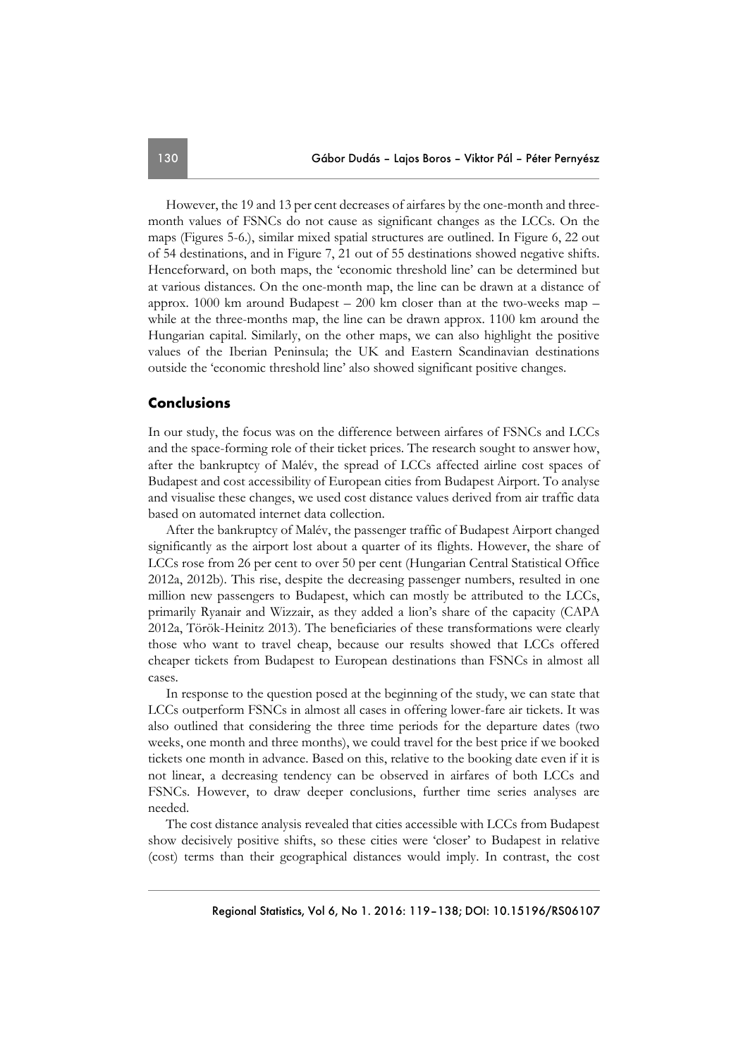However, the 19 and 13 per cent decreases of airfares by the one-month and three-month values of FSNCs do not cause as significant changes as the LCCs. On the maps (Figures 5-6.), similar mixed spatial structures are outlined. In Figure 6, 22 out of 54 destinations, and in Figure 7, 21 out of 55 destinations showed negative shifts. Henceforward, on both maps, the 'economic threshold line' can be determined but at various distances. On the one-month map, the line can be drawn at a distance of approx. 1000 km around Budapest – 200 km closer than at the two-weeks map – while at the three-months map, the line can be drawn approx. 1100 km around the Hungarian capital. Similarly, on the other maps, we can also highlight the positive values of the Iberian Peninsula; the UK and Eastern Scandinavian destinations outside the 'economic threshold line' also showed significant positive changes.

## Conclusions

In our study, the focus was on the difference between airfares of FSNCs and LCCs and the space-forming role of their ticket prices. The research sought to answer how, after the bankruptcy of Malév, the spread of LCCs affected airline cost spaces of Budapest and cost accessibility of European cities from Budapest Airport. To analyse and visualise these changes, we used cost distance values derived from air traffic data based on automated internet data collection.

After the bankruptcy of Malév, the passenger traffic of Budapest Airport changed significantly as the airport lost about a quarter of its flights. However, the share of LCCs rose from 26 per cent to over 50 per cent (Hungarian Central Statistical Office 2012a, 2012b). This rise, despite the decreasing passenger numbers, resulted in one million new passengers to Budapest, which can mostly be attributed to the LCCs, primarily Ryanair and Wizzair, as they added a lion's share of the capacity (CAPA 2012a, Török-Heinitz 2013). The beneficiaries of these transformations were clearly those who want to travel cheap, because our results showed that LCCs offered cheaper tickets from Budapest to European destinations than FSNCs in almost all cases.

In response to the question posed at the beginning of the study, we can state that LCCs outperform FSNCs in almost all cases in offering lower-fare air tickets. It was also outlined that considering the three time periods for the departure dates (two weeks, one month and three months), we could travel for the best price if we booked tickets one month in advance. Based on this, relative to the booking date even if it is not linear, a decreasing tendency can be observed in airfares of both LCCs and FSNCs. However, to draw deeper conclusions, further time series analyses are needed.

The cost distance analysis revealed that cities accessible with LCCs from Budapest show decisively positive shifts, so these cities were 'closer' to Budapest in relative (cost) terms than their geographical distances would imply. In contrast, the cost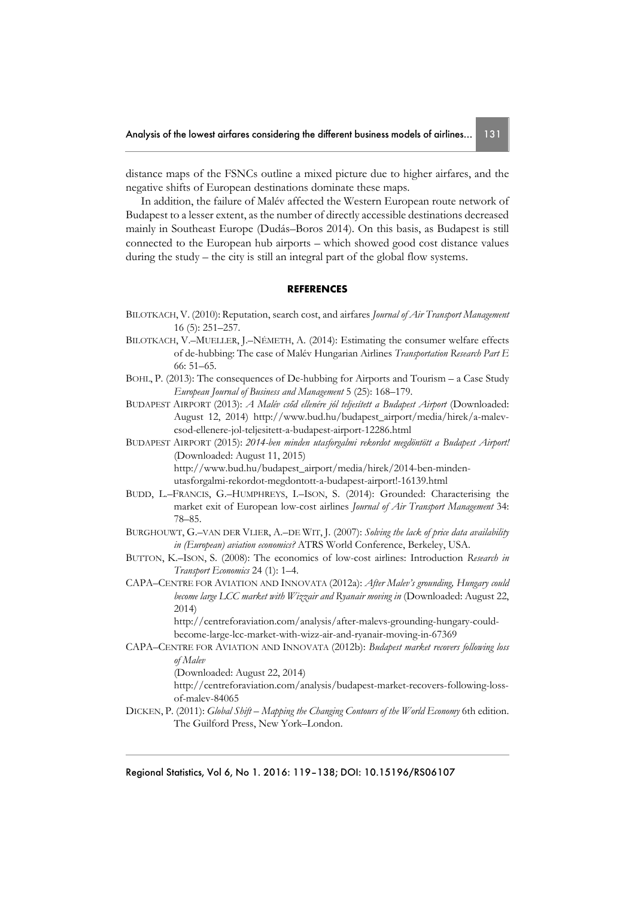distance maps of the FSNCs outline a mixed picture due to higher airfares, and the negative shifts of European destinations dominate these maps.

In addition, the failure of Malév affected the Western European route network of Budapest to a lesser extent, as the number of directly accessible destinations decreased mainly in Southeast Europe (Dudás–Boros 2014). On this basis, as Budapest is still connected to the European hub airports – which showed good cost distance values during the study – the city is still an integral part of the global flow systems.

## REFERENCES

BILOTKACH, V. (2010): Reputation, search cost, and airfares *Journal of Air Transport Management* 16 (5): 251–257.

BILOTKACH, V.–MUELLER, J.–NÉMETH, A. (2014): Estimating the consumer welfare effects of de-hubbing: The case of Malév Hungarian Airlines *Transportation Research Part E* 66: 51–65.

BOHL, P. (2013): The consequences of De-hubbing for Airports and Tourism – a Case Study *European Journal of Business and Management* 5 (25): 168–179.

BUDAPEST AIRPORT (2013): *A Malév csőd ellenére jól teljesített a Budapest Airport* (Downloaded: August 12, 2014) http://www.bud.hu/budapest_airport/media/hirek/a-malev-csod-ellenere-jol-teljesitett-a-budapest-airport-12286.html

BUDAPEST AIRPORT (2015): *2014-ben minden utasforgalmi rekordot megdöntött a Budapest Airport!* (Downloaded: August 11, 2015) http://www.bud.hu/budapest_airport/media/hirek/2014-ben-minden-utasforgalmi-rekordot-megdontott-a-budapest-airport!-16139.html

BUDD, L.–FRANCIS, G.–HUMPHREYS, I.–ISON, S. (2014): Grounded: Characterising the market exit of European low-cost airlines *Journal of Air Transport Management* 34: 78–85.

BURGHOUWT, G.–VAN DER VLIER, A.–DE WIT, J. (2007): *Solving the lack of price data availability in (European) aviation economics?* ATRS World Conference, Berkeley, USA.

BUTTON, K.–ISON, S. (2008): The economics of low-cost airlines: Introduction *Research in Transport Economics* 24 (1): 1–4.

CAPA–CENTRE FOR AVIATION AND INNOVATA (2012a): *After Malev's grounding, Hungary could become large LCC market with Wizzair and Ryanair moving in* (Downloaded: August 22, 2014) http://centreforaviation.com/analysis/after-malevs-grounding-hungary-could-become-large-lcc-market-with-wizz-air-and-ryanair-moving-in-67369

CAPA–CENTRE FOR AVIATION AND INNOVATA (2012b): *Budapest market recovers following loss of Malev* (Downloaded: August 22, 2014) http://centreforaviation.com/analysis/budapest-market-recovers-following-loss-of-malev-84065

DICKEN, P. (2011): *Global Shift – Mapping the Changing Contours of the World Economy* 6th edition. The Guilford Press, New York–London.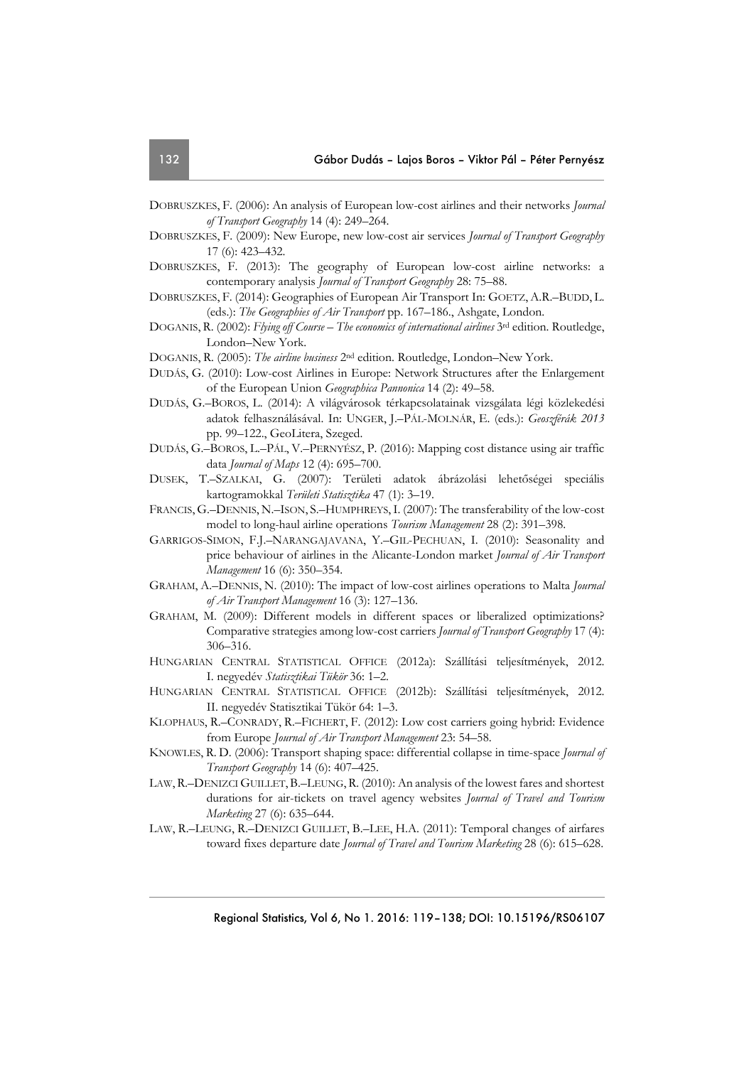DOBRUSZKES, F. (2006): An analysis of European low-cost airlines and their networks *Journal of Transport Geography* 14 (4): 249–264.

DOBRUSZKES, F. (2009): New Europe, new low-cost air services *Journal of Transport Geography* 17 (6): 423–432.

DOBRUSZKES, F. (2013): The geography of European low-cost airline networks: a contemporary analysis *Journal of Transport Geography* 28: 75–88.

DOBRUSZKES, F. (2014): Geographies of European Air Transport In: GOETZ, A.R.–BUDD, L. (eds.): *The Geographies of Air Transport* pp. 167–186., Ashgate, London.

DOGANIS, R. (2002): *Flying off Course – The economics of international airlines* 3rd edition. Routledge, London–New York.

DOGANIS, R. (2005): *The airline business* 2nd edition. Routledge, London–New York.

DUDÁS, G. (2010): Low-cost Airlines in Europe: Network Structures after the Enlargement of the European Union *Geographica Pannonica* 14 (2): 49–58.

DUDÁS, G.–BOROS, L. (2014): A világvárosok térkapcsolatainak vizsgálata légi közlekedési adatok felhasználásával. In: UNGER, J.–PÁL-MOLNÁR, E. (eds.): *Geoszférák 2013* pp. 99–122., GeoLitera, Szeged.

DUDÁS, G.–BOROS, L.–PÁL, V.–PERNYÉSZ, P. (2016): Mapping cost distance using air traffic data *Journal of Maps* 12 (4): 695–700.

DUSEK, T.–SZALKAI, G. (2007): Területi adatok ábrázolási lehetőségei speciális kartogramokkal *Területi Statisztika* 47 (1): 3–19.

FRANCIS, G.–DENNIS, N.–ISON, S.–HUMPHREYS, I. (2007): The transferability of the low-cost model to long-haul airline operations *Tourism Management* 28 (2): 391–398.

GARRIGOS-SIMON, F.J.–NARANGAJAVANA, Y.–GIL-PECHUAN, I. (2010): Seasonality and price behaviour of airlines in the Alicante-London market *Journal of Air Transport Management* 16 (6): 350–354.

GRAHAM, A.–DENNIS, N. (2010): The impact of low-cost airlines operations to Malta *Journal of Air Transport Management* 16 (3): 127–136.

GRAHAM, M. (2009): Different models in different spaces or liberalized optimizations? Comparative strategies among low-cost carriers *Journal of Transport Geography* 17 (4): 306–316.

HUNGARIAN CENTRAL STATISTICAL OFFICE (2012a): Szállítási teljesítmények, 2012. I. negyedév *Statisztikai Tükör* 36: 1–2.

HUNGARIAN CENTRAL STATISTICAL OFFICE (2012b): Szállítási teljesítmények, 2012. II. negyedév Statisztikai Tükör 64: 1–3.

KLOPHAUS, R.–CONRADY, R.–FICHERT, F. (2012): Low cost carriers going hybrid: Evidence from Europe *Journal of Air Transport Management* 23: 54–58.

KNOWLES, R. D. (2006): Transport shaping space: differential collapse in time-space *Journal of Transport Geography* 14 (6): 407–425.

LAW, R.–DENIZCI GUILLET, B.–LEUNG, R. (2010): An analysis of the lowest fares and shortest durations for air-tickets on travel agency websites *Journal of Travel and Tourism Marketing* 27 (6): 635–644.

LAW, R.–LEUNG, R.–DENIZCI GUILLET, B.–LEE, H.A. (2011): Temporal changes of airfares toward fixes departure date *Journal of Travel and Tourism Marketing* 28 (6): 615–628.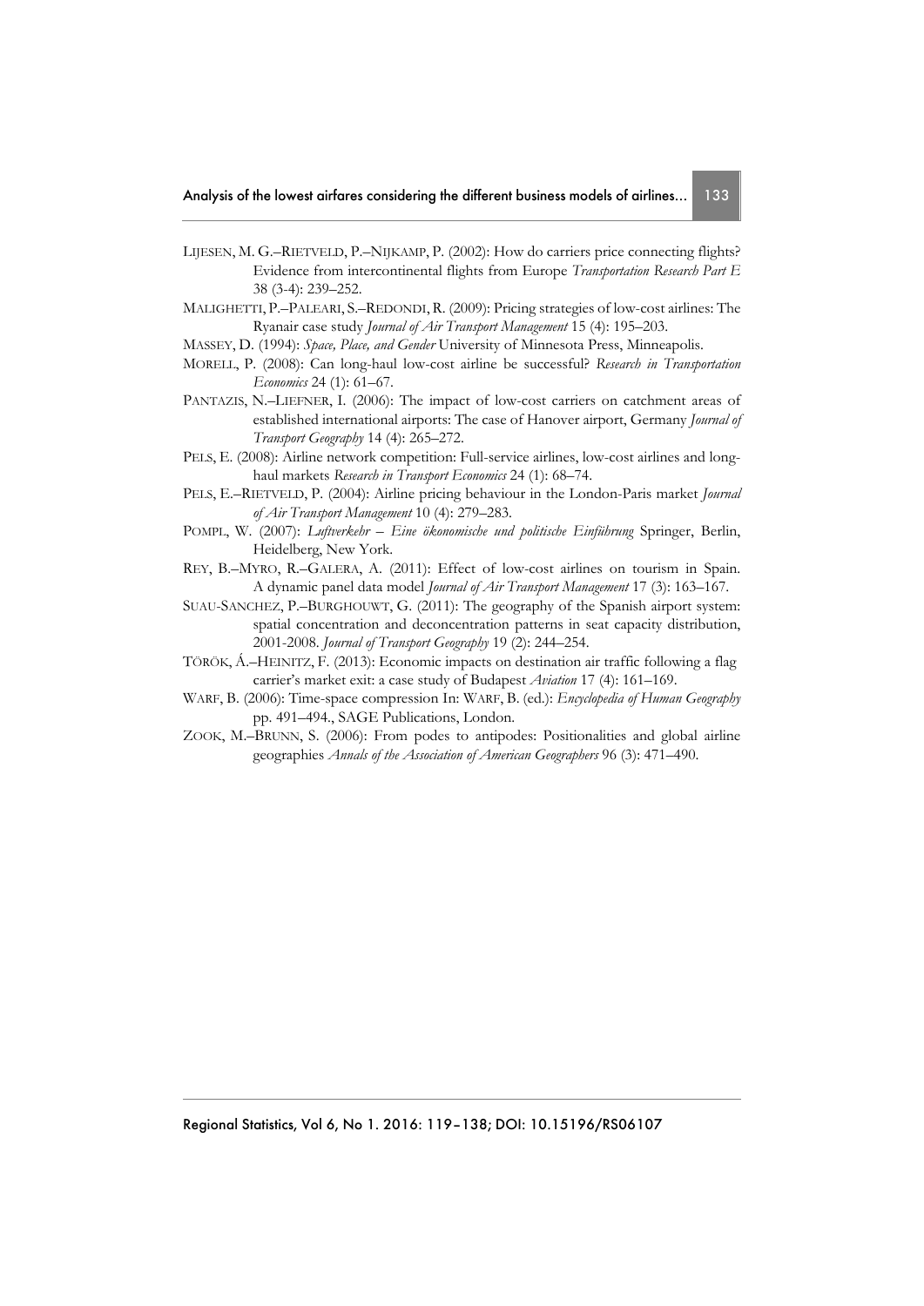LIJESEN, M. G.–RIETVELD, P.–NIJKAMP, P. (2002): How do carriers price connecting flights? Evidence from intercontinental flights from Europe *Transportation Research Part E* 38 (3-4): 239–252.

MALIGHETTI, P.–PALEARI, S.–REDONDI, R. (2009): Pricing strategies of low-cost airlines: The Ryanair case study *Journal of Air Transport Management* 15 (4): 195–203.

MASSEY, D. (1994): *Space, Place, and Gender* University of Minnesota Press, Minneapolis.

MORELL, P. (2008): Can long-haul low-cost airline be successful? *Research in Transportation Economics* 24 (1): 61–67.

PANTAZIS, N.–LIEFNER, I. (2006): The impact of low-cost carriers on catchment areas of established international airports: The case of Hanover airport, Germany *Journal of Transport Geography* 14 (4): 265–272.

PELS, E. (2008): Airline network competition: Full-service airlines, low-cost airlines and long-haul markets *Research in Transport Economics* 24 (1): 68–74.

PELS, E.–RIETVELD, P. (2004): Airline pricing behaviour in the London-Paris market *Journal of Air Transport Management* 10 (4): 279–283.

POMPL, W. (2007): *Luftverkehr – Eine ökonomische und politische Einführung* Springer, Berlin, Heidelberg, New York.

REY, B.–MYRO, R.–GALERA, A. (2011): Effect of low-cost airlines on tourism in Spain. A dynamic panel data model *Journal of Air Transport Management* 17 (3): 163–167.

SUAU-SANCHEZ, P.–BURGHOUWT, G. (2011): The geography of the Spanish airport system: spatial concentration and deconcentration patterns in seat capacity distribution, 2001-2008. *Journal of Transport Geography* 19 (2): 244–254.

TÖRÖK, Á.–HEINITZ, F. (2013): Economic impacts on destination air traffic following a flag carrier's market exit: a case study of Budapest *Aviation* 17 (4): 161–169.

WARF, B. (2006): Time-space compression In: WARF, B. (ed.): *Encyclopedia of Human Geography* pp. 491–494., SAGE Publications, London.

ZOOK, M.–BRUNN, S. (2006): From podes to antipodes: Positionalities and global airline geographies *Annals of the Association of American Geographers* 96 (3): 471–490.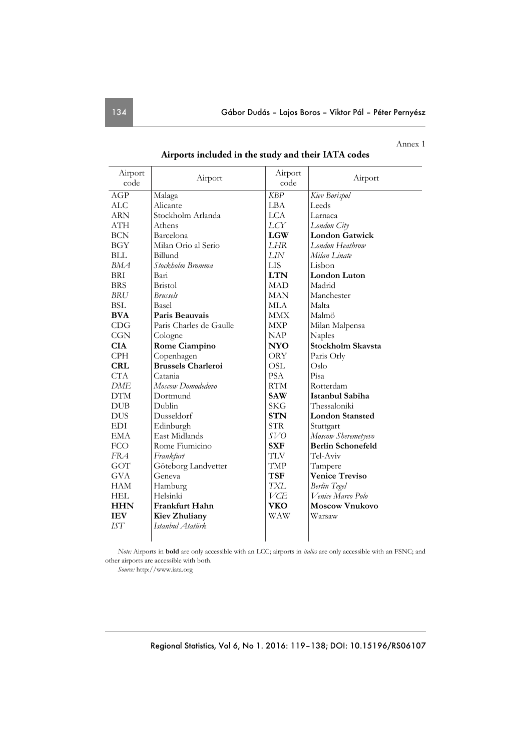Annex 1

**Airports included in the study and their IATA codes**

| Airport code | Airport | Airport code | Airport |
|---|---|---|---|
| AGP | Malaga | *KBP* | *Kiev Borispol* |
| ALC | Alicante | LBA | Leeds |
| ARN | Stockholm Arlanda | LCA | Larnaca |
| ATH | Athens | *LCY* | *London City* |
| BCN | Barcelona | **LGW** | **London Gatwick** |
| BGY | Milan Orio al Serio | *LHR* | *London Heathrow* |
| BLL | Billund | *LIN* | *Milan Linate* |
| *BMA* | *Stockholm Bromma* | LIS | Lisbon |
| BRI | Bari | **LTN** | **London Luton** |
| BRS | Bristol | MAD | Madrid |
| *BRU* | *Brussels* | MAN | Manchester |
| BSL | Basel | MLA | Malta |
| **BVA** | **Paris Beauvais** | MMX | Malmö |
| CDG | Paris Charles de Gaulle | MXP | Milan Malpensa |
| CGN | Cologne | NAP | Naples |
| **CIA** | **Rome Ciampino** | **NYO** | **Stockholm Skavsta** |
| CPH | Copenhagen | ORY | Paris Orly |
| **CRL** | **Brussels Charleroi** | OSL | Oslo |
| CTA | Catania | PSA | Pisa |
| *DME* | *Moscow Domodedovo* | RTM | Rotterdam |
| DTM | Dortmund | **SAW** | **Istanbul Sabiha** |
| DUB | Dublin | SKG | Thessaloniki |
| DUS | Dusseldorf | **STN** | **London Stansted** |
| EDI | Edinburgh | STR | Stuttgart |
| EMA | East Midlands | *SVO* | *Moscow Sheremetyevo* |
| FCO | Rome Fiumicino | **SXF** | **Berlin Schonefeld** |
| *FRA* | *Frankfurt* | TLV | Tel-Aviv |
| GOT | Göteborg Landvetter | TMP | Tampere |
| GVA | Geneva | **TSF** | **Venice Treviso** |
| HAM | Hamburg | *TXL* | *Berlin Tegel* |
| HEL | Helsinki | *VCE* | *Venice Marco Polo* |
| **HHN** | **Frankfurt Hahn** | **VKO** | **Moscow Vnukovo** |
| **IEV** | **Kiev Zhuliany** | WAW | Warsaw |
| *IST* | *Istanbul Atatürk* | | |

*Note:* Airports in **bold** are only accessible with an LCC; airports in *italics* are only accessible with an FSNC; and other airports are accessible with both.

*Source:* http://www.iata.org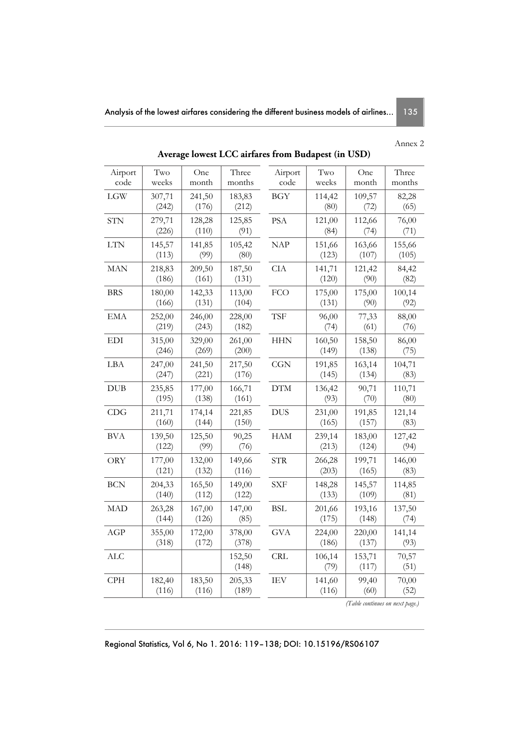Annex 2

**Average lowest LCC airfares from Budapest (in USD)**

| Airport code | Two weeks | One month | Three months | Airport code | Two weeks | One month | Three months |
|---|---|---|---|---|---|---|---|
| LGW | 307,71 (242) | 241,50 (176) | 183,83 (212) | BGY | 114,42 (80) | 109,57 (72) | 82,28 (65) |
| STN | 279,71 (226) | 128,28 (110) | 125,85 (91) | PSA | 121,00 (84) | 112,66 (74) | 76,00 (71) |
| LTN | 145,57 (113) | 141,85 (99) | 105,42 (80) | NAP | 151,66 (123) | 163,66 (107) | 155,66 (105) |
| MAN | 218,83 (186) | 209,50 (161) | 187,50 (131) | CIA | 141,71 (120) | 121,42 (90) | 84,42 (82) |
| BRS | 180,00 (166) | 142,33 (131) | 113,00 (104) | FCO | 175,00 (131) | 175,00 (90) | 100,14 (92) |
| EMA | 252,00 (219) | 246,00 (243) | 228,00 (182) | TSF | 96,00 (74) | 77,33 (61) | 88,00 (76) |
| EDI | 315,00 (246) | 329,00 (269) | 261,00 (200) | HHN | 160,50 (149) | 158,50 (138) | 86,00 (75) |
| LBA | 247,00 (247) | 241,50 (221) | 217,50 (176) | CGN | 191,85 (145) | 163,14 (134) | 104,71 (83) |
| DUB | 235,85 (195) | 177,00 (138) | 166,71 (161) | DTM | 136,42 (93) | 90,71 (70) | 110,71 (80) |
| CDG | 211,71 (160) | 174,14 (144) | 221,85 (150) | DUS | 231,00 (165) | 191,85 (157) | 121,14 (83) |
| BVA | 139,50 (122) | 125,50 (99) | 90,25 (76) | HAM | 239,14 (213) | 183,00 (124) | 127,42 (94) |
| ORY | 177,00 (121) | 132,00 (132) | 149,66 (116) | STR | 266,28 (203) | 199,71 (165) | 146,00 (83) |
| BCN | 204,33 (140) | 165,50 (112) | 149,00 (122) | SXF | 148,28 (133) | 145,57 (109) | 114,85 (81) |
| MAD | 263,28 (144) | 167,00 (126) | 147,00 (85) | BSL | 201,66 (175) | 193,16 (148) | 137,50 (74) |
| AGP | 355,00 (318) | 172,00 (172) | 378,00 (378) | GVA | 224,00 (186) | 220,00 (137) | 141,14 (93) |
| ALC | | | 152,50 (148) | CRL | 106,14 (79) | 153,71 (117) | 70,57 (51) |
| CPH | 182,40 (116) | 183,50 (116) | 205,33 (189) | IEV | 141,60 (116) | 99,40 (60) | 70,00 (52) |

*(Table continues on next page.)*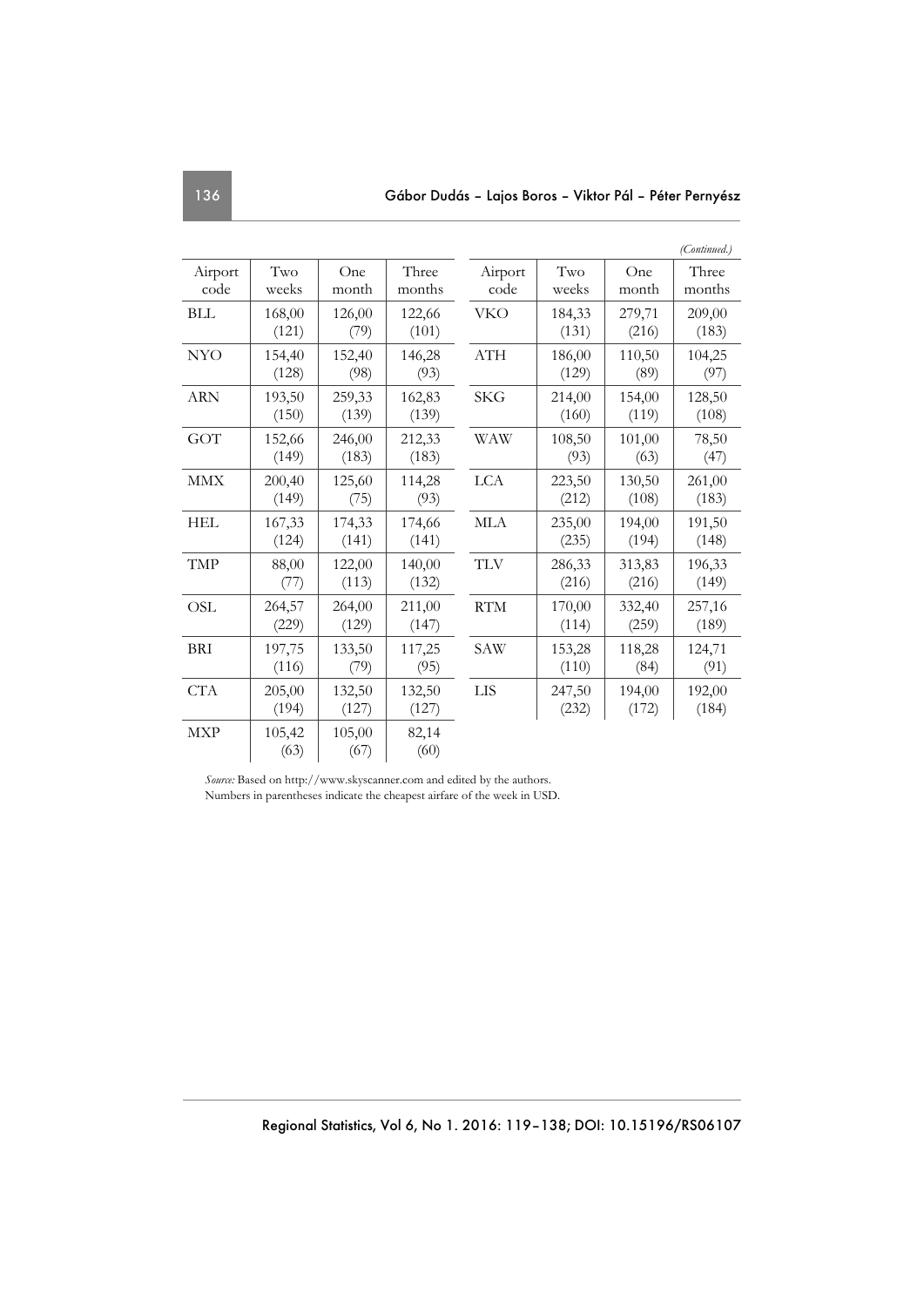*(Continued.)*

| Airport code | Two weeks | One month | Three months | Airport code | Two weeks | One month | Three months |
|---|---|---|---|---|---|---|---|
| BLL | 168,00 (121) | 126,00 (79) | 122,66 (101) | VKO | 184,33 (131) | 279,71 (216) | 209,00 (183) |
| NYO | 154,40 (128) | 152,40 (98) | 146,28 (93) | ATH | 186,00 (129) | 110,50 (89) | 104,25 (97) |
| ARN | 193,50 (150) | 259,33 (139) | 162,83 (139) | SKG | 214,00 (160) | 154,00 (119) | 128,50 (108) |
| GOT | 152,66 (149) | 246,00 (183) | 212,33 (183) | WAW | 108,50 (93) | 101,00 (63) | 78,50 (47) |
| MMX | 200,40 (149) | 125,60 (75) | 114,28 (93) | LCA | 223,50 (212) | 130,50 (108) | 261,00 (183) |
| HEL | 167,33 (124) | 174,33 (141) | 174,66 (141) | MLA | 235,00 (235) | 194,00 (194) | 191,50 (148) |
| TMP | 88,00 (77) | 122,00 (113) | 140,00 (132) | TLV | 286,33 (216) | 313,83 (216) | 196,33 (149) |
| OSL | 264,57 (229) | 264,00 (129) | 211,00 (147) | RTM | 170,00 (114) | 332,40 (259) | 257,16 (189) |
| BRI | 197,75 (116) | 133,50 (79) | 117,25 (95) | SAW | 153,28 (110) | 118,28 (84) | 124,71 (91) |
| CTA | 205,00 (194) | 132,50 (127) | 132,50 (127) | LIS | 247,50 (232) | 194,00 (172) | 192,00 (184) |
| MXP | 105,42 (63) | 105,00 (67) | 82,14 (60) | | | | |

*Source:* Based on http://www.skyscanner.com and edited by the authors.
Numbers in parentheses indicate the cheapest airfare of the week in USD.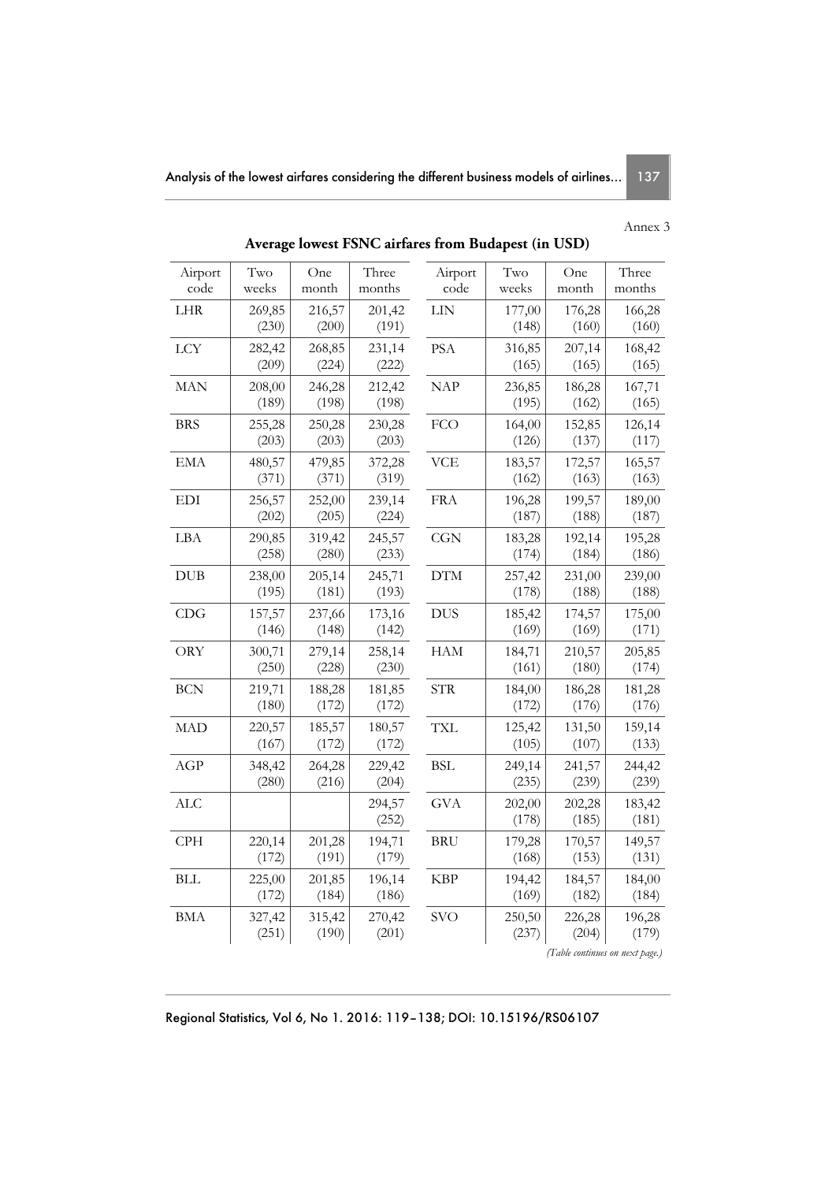Annex 3

**Average lowest FSNC airfares from Budapest (in USD)**

| Airport code | Two weeks | One month | Three months | Airport code | Two weeks | One month | Three months |
|---|---|---|---|---|---|---|---|
| LHR | 269,85 (230) | 216,57 (200) | 201,42 (191) | LIN | 177,00 (148) | 176,28 (160) | 166,28 (160) |
| LCY | 282,42 (209) | 268,85 (224) | 231,14 (222) | PSA | 316,85 (165) | 207,14 (165) | 168,42 (165) |
| MAN | 208,00 (189) | 246,28 (198) | 212,42 (198) | NAP | 236,85 (195) | 186,28 (162) | 167,71 (165) |
| BRS | 255,28 (203) | 250,28 (203) | 230,28 (203) | FCO | 164,00 (126) | 152,85 (137) | 126,14 (117) |
| EMA | 480,57 (371) | 479,85 (371) | 372,28 (319) | VCE | 183,57 (162) | 172,57 (163) | 165,57 (163) |
| EDI | 256,57 (202) | 252,00 (205) | 239,14 (224) | FRA | 196,28 (187) | 199,57 (188) | 189,00 (187) |
| LBA | 290,85 (258) | 319,42 (280) | 245,57 (233) | CGN | 183,28 (174) | 192,14 (184) | 195,28 (186) |
| DUB | 238,00 (195) | 205,14 (181) | 245,71 (193) | DTM | 257,42 (178) | 231,00 (188) | 239,00 (188) |
| CDG | 157,57 (146) | 237,66 (148) | 173,16 (142) | DUS | 185,42 (169) | 174,57 (169) | 175,00 (171) |
| ORY | 300,71 (250) | 279,14 (228) | 258,14 (230) | HAM | 184,71 (161) | 210,57 (180) | 205,85 (174) |
| BCN | 219,71 (180) | 188,28 (172) | 181,85 (172) | STR | 184,00 (172) | 186,28 (176) | 181,28 (176) |
| MAD | 220,57 (167) | 185,57 (172) | 180,57 (172) | TXL | 125,42 (105) | 131,50 (107) | 159,14 (133) |
| AGP | 348,42 (280) | 264,28 (216) | 229,42 (204) | BSL | 249,14 (235) | 241,57 (239) | 244,42 (239) |
| ALC | | | 294,57 (252) | GVA | 202,00 (178) | 202,28 (185) | 183,42 (181) |
| CPH | 220,14 (172) | 201,28 (191) | 194,71 (179) | BRU | 179,28 (168) | 170,57 (153) | 149,57 (131) |
| BLL | 225,00 (172) | 201,85 (184) | 196,14 (186) | KBP | 194,42 (169) | 184,57 (182) | 184,00 (184) |
| BMA | 327,42 (251) | 315,42 (190) | 270,42 (201) | SVO | 250,50 (237) | 226,28 (204) | 196,28 (179) |

*(Table continues on next page.)*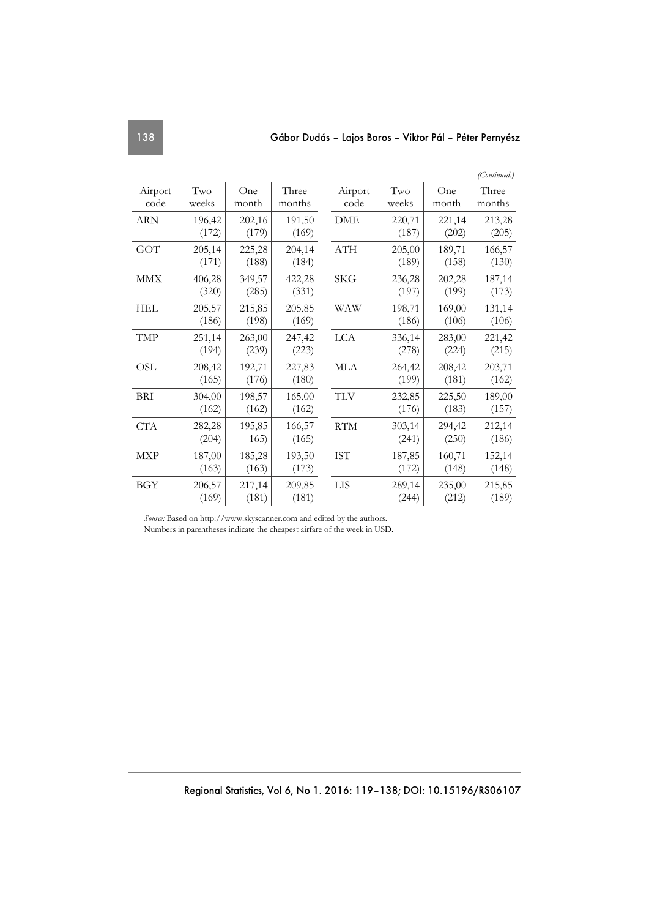*(Continued.)*

| Airport code | Two weeks | One month | Three months | Airport code | Two weeks | One month | Three months |
|---|---|---|---|---|---|---|---|
| ARN | 196,42 (172) | 202,16 (179) | 191,50 (169) | DME | 220,71 (187) | 221,14 (202) | 213,28 (205) |
| GOT | 205,14 (171) | 225,28 (188) | 204,14 (184) | ATH | 205,00 (189) | 189,71 (158) | 166,57 (130) |
| MMX | 406,28 (320) | 349,57 (285) | 422,28 (331) | SKG | 236,28 (197) | 202,28 (199) | 187,14 (173) |
| HEL | 205,57 (186) | 215,85 (198) | 205,85 (169) | WAW | 198,71 (186) | 169,00 (106) | 131,14 (106) |
| TMP | 251,14 (194) | 263,00 (239) | 247,42 (223) | LCA | 336,14 (278) | 283,00 (224) | 221,42 (215) |
| OSL | 208,42 (165) | 192,71 (176) | 227,83 (180) | MLA | 264,42 (199) | 208,42 (181) | 203,71 (162) |
| BRI | 304,00 (162) | 198,57 (162) | 165,00 (162) | TLV | 232,85 (176) | 225,50 (183) | 189,00 (157) |
| CTA | 282,28 (204) | 195,85 165) | 166,57 (165) | RTM | 303,14 (241) | 294,42 (250) | 212,14 (186) |
| MXP | 187,00 (163) | 185,28 (163) | 193,50 (173) | IST | 187,85 (172) | 160,71 (148) | 152,14 (148) |
| BGY | 206,57 (169) | 217,14 (181) | 209,85 (181) | LIS | 289,14 (244) | 235,00 (212) | 215,85 (189) |

*Source:* Based on http://www.skyscanner.com and edited by the authors.
Numbers in parentheses indicate the cheapest airfare of the week in USD.